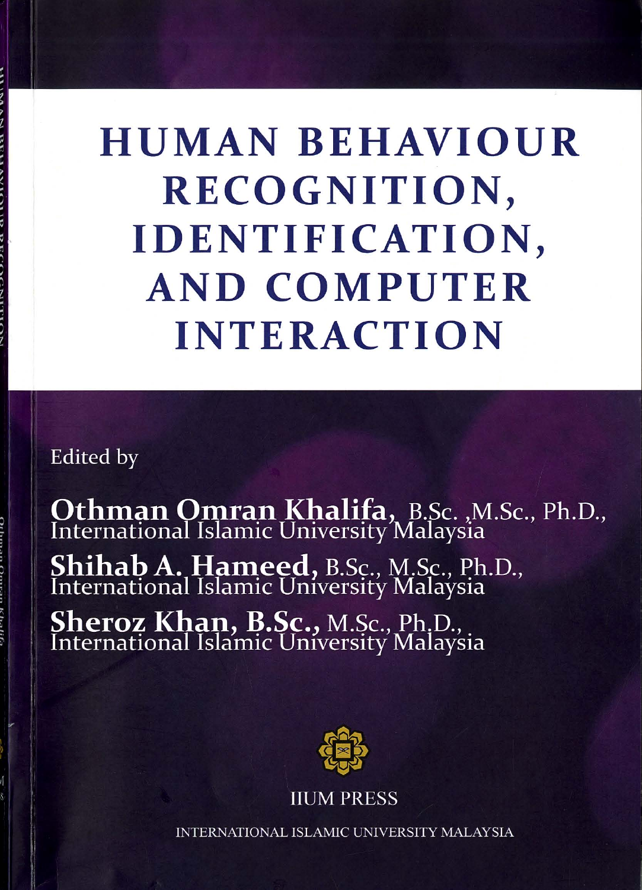# HUMAN BEHAVIOUR RECOGNITION, IDENTIFICATION, AND COMPUTER INTERACTION

Edited by

**Othman Omran Khalifa**, B.Sc. ,M.Sc., Ph.D.,
International Islamic University Malaysia

**Shihab A. Hameed,** B.Sc., M.Sc., Ph.D.,
International Islamic University Malaysia

**Sheroz Khan, B.Sc.,** M.Sc., Ph.D.,
International Islamic University Malaysia

IIUM PRESS

INTERNATIONAL ISLAMIC UNIVERSITY MALAYSIA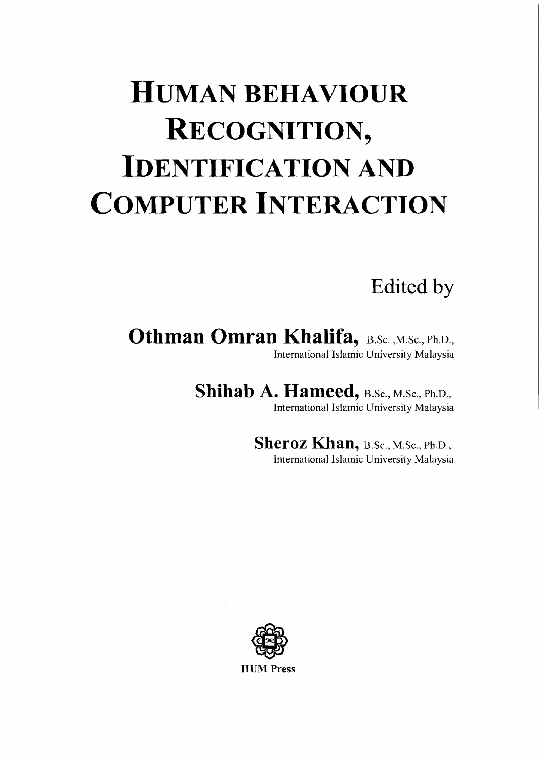# HUMAN BEHAVIOUR RECOGNITION, IDENTIFICATION AND COMPUTER INTERACTION

Edited by

**Othman Omran Khalifa,** B.Sc. ,M.Sc., Ph.D.,
International Islamic University Malaysia

**Shihab A. Hameed,** B.Sc., M.Sc., Ph.D.,
International Islamic University Malaysia

**Sheroz Khan,** B.Sc., M.Sc., Ph.D.,
International Islamic University Malaysia

IIUM Press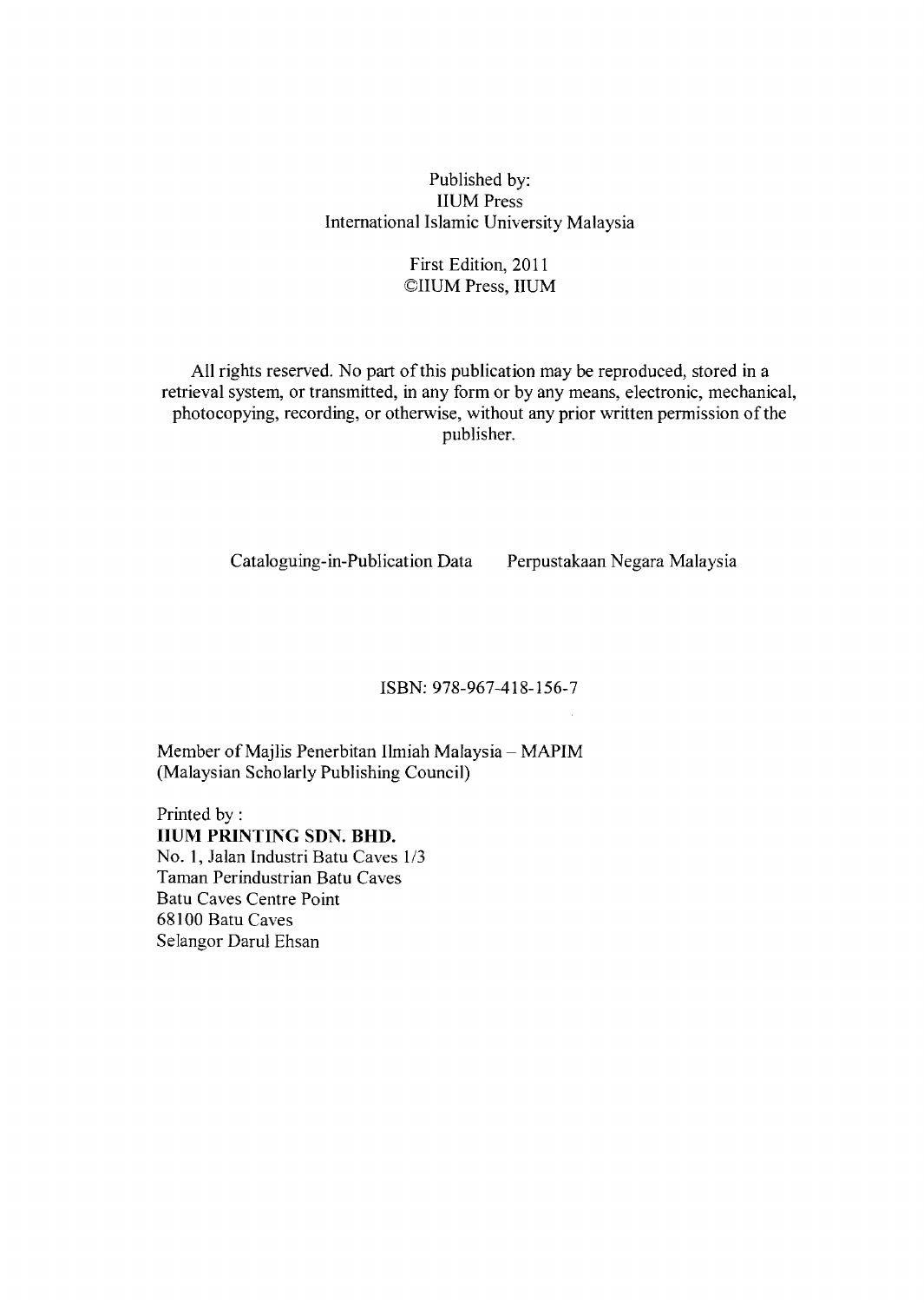Published by:  
IIUM Press  
International Islamic University Malaysia

First Edition, 2011  
©IIUM Press, IIUM

All rights reserved. No part of this publication may be reproduced, stored in a retrieval system, or transmitted, in any form or by any means, electronic, mechanical, photocopying, recording, or otherwise, without any prior written permission of the publisher.

Cataloguing-in-Publication Data     Perpustakaan Negara Malaysia

ISBN: 978-967-418-156-7

Member of Majlis Penerbitan Ilmiah Malaysia – MAPIM  
(Malaysian Scholarly Publishing Council)

Printed by :  
**IIUM PRINTING SDN. BHD.**  
No. 1, Jalan Industri Batu Caves 1/3  
Taman Perindustrian Batu Caves  
Batu Caves Centre Point  
68100 Batu Caves  
Selangor Darul Ehsan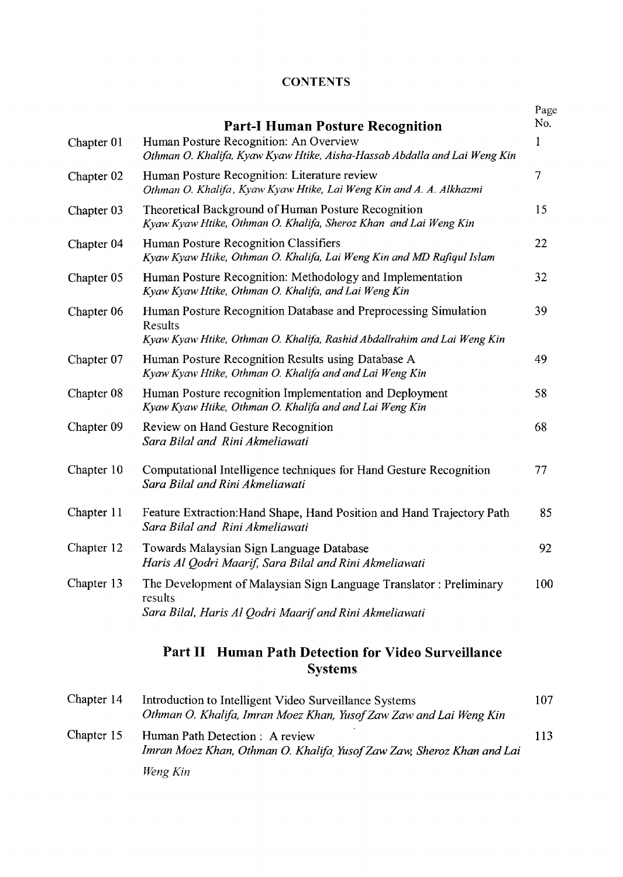# CONTENTS

| | | Page No. |
|---|---|---|
| | **Part-I Human Posture Recognition** | |
| Chapter 01 | Human Posture Recognition: An Overview<br>*Othman O. Khalifa, Kyaw Kyaw Htike, Aisha-Hassab Abdalla and Lai Weng Kin* | 1 |
| Chapter 02 | Human Posture Recognition: Literature review<br>*Othman O. Khalifa, Kyaw Kyaw Htike, Lai Weng Kin and A. A. Alkhazmi* | 7 |
| Chapter 03 | Theoretical Background of Human Posture Recognition<br>*Kyaw Kyaw Htike, Othman O. Khalifa, Sheroz Khan and Lai Weng Kin* | 15 |
| Chapter 04 | Human Posture Recognition Classifiers<br>*Kyaw Kyaw Htike, Othman O. Khalifa, Lai Weng Kin and MD Rafiqul Islam* | 22 |
| Chapter 05 | Human Posture Recognition: Methodology and Implementation<br>*Kyaw Kyaw Htike, Othman O. Khalifa, and Lai Weng Kin* | 32 |
| Chapter 06 | Human Posture Recognition Database and Preprocessing Simulation Results<br>*Kyaw Kyaw Htike, Othman O. Khalifa, Rashid Abdallrahim and Lai Weng Kin* | 39 |
| Chapter 07 | Human Posture Recognition Results using Database A<br>*Kyaw Kyaw Htike, Othman O. Khalifa and and Lai Weng Kin* | 49 |
| Chapter 08 | Human Posture recognition Implementation and Deployment<br>*Kyaw Kyaw Htike, Othman O. Khalifa and and Lai Weng Kin* | 58 |
| Chapter 09 | Review on Hand Gesture Recognition<br>*Sara Bilal and Rini Akmeliawati* | 68 |
| Chapter 10 | Computational Intelligence techniques for Hand Gesture Recognition<br>*Sara Bilal and Rini Akmeliawati* | 77 |
| Chapter 11 | Feature Extraction:Hand Shape, Hand Position and Hand Trajectory Path<br>*Sara Bilal and Rini Akmeliawati* | 85 |
| Chapter 12 | Towards Malaysian Sign Language Database<br>*Haris Al Qodri Maarif, Sara Bilal and Rini Akmeliawati* | 92 |
| Chapter 13 | The Development of Malaysian Sign Language Translator : Preliminary results<br>*Sara Bilal, Haris Al Qodri Maarif and Rini Akmeliawati* | 100 |
| | **Part II Human Path Detection for Video Surveillance Systems** | |
| Chapter 14 | Introduction to Intelligent Video Surveillance Systems<br>*Othman O. Khalifa, Imran Moez Khan, Yusof Zaw Zaw and Lai Weng Kin* | 107 |
| Chapter 15 | Human Path Detection : A review<br>*Imran Moez Khan, Othman O. Khalifa, Yusof Zaw Zaw, Sheroz Khan and Lai Weng Kin* | 113 |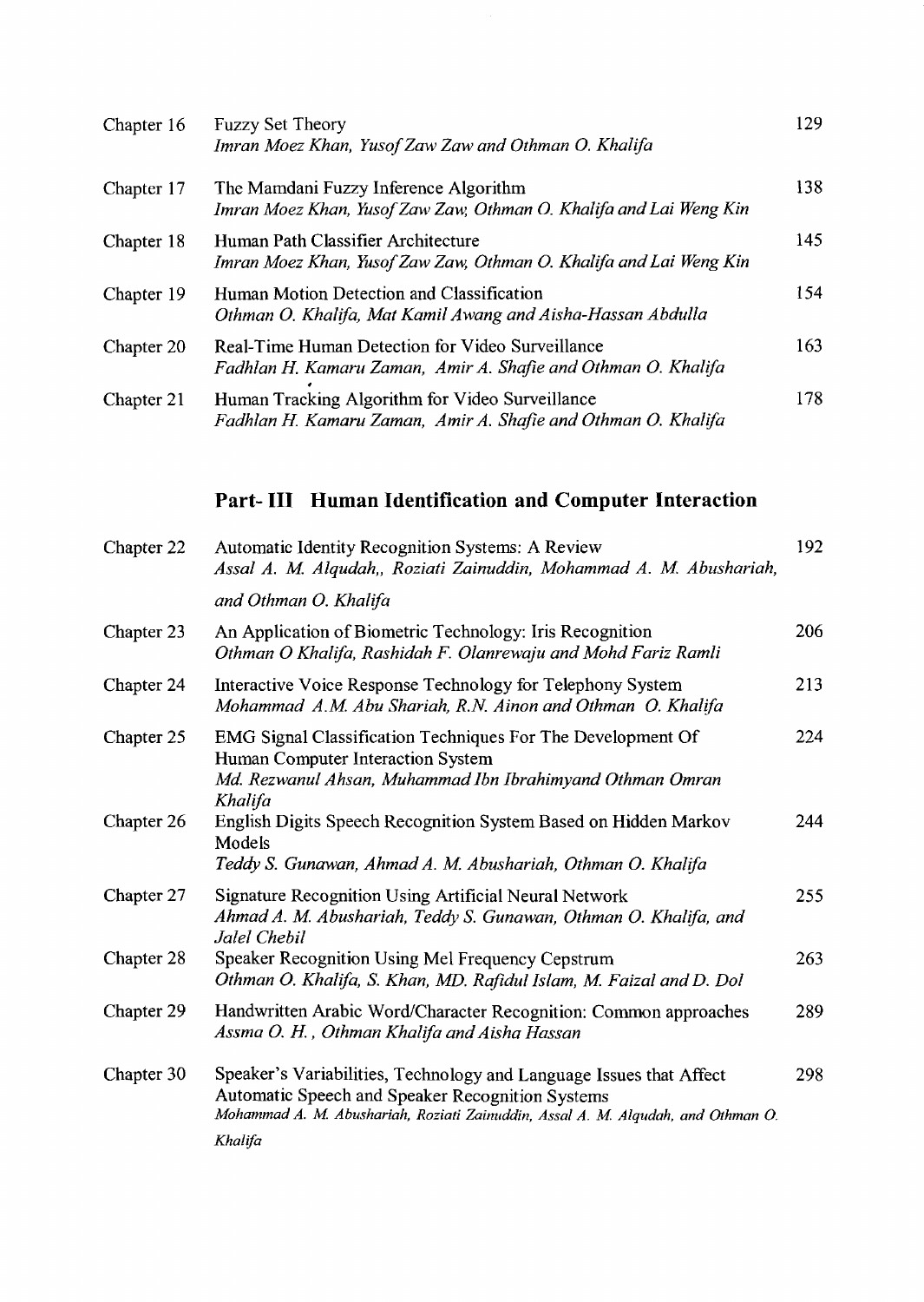| | | |
|---|---|---|
| Chapter 16 | Fuzzy Set Theory<br>*Imran Moez Khan, Yusof Zaw Zaw and Othman O. Khalifa* | 129 |
| Chapter 17 | The Mamdani Fuzzy Inference Algorithm<br>*Imran Moez Khan, Yusof Zaw Zaw, Othman O. Khalifa and Lai Weng Kin* | 138 |
| Chapter 18 | Human Path Classifier Architecture<br>*Imran Moez Khan, Yusof Zaw Zaw, Othman O. Khalifa and Lai Weng Kin* | 145 |
| Chapter 19 | Human Motion Detection and Classification<br>*Othman O. Khalifa, Mat Kamil Awang and Aisha-Hassan Abdulla* | 154 |
| Chapter 20 | Real-Time Human Detection for Video Surveillance<br>*Fadhlan H. Kamaru Zaman, Amir A. Shafie and Othman O. Khalifa* | 163 |
| Chapter 21 | Human Tracking Algorithm for Video Surveillance<br>*Fadhlan H. Kamaru Zaman, Amir A. Shafie and Othman O. Khalifa* | 178 |

## Part- III Human Identification and Computer Interaction

| | | |
|---|---|---|
| Chapter 22 | Automatic Identity Recognition Systems: A Review<br>*Assal A. M. Alqudah,, Roziati Zainuddin, Mohammad A. M. Abushariah, and Othman O. Khalifa* | 192 |
| Chapter 23 | An Application of Biometric Technology: Iris Recognition<br>*Othman O Khalifa, Rashidah F. Olanrewaju and Mohd Fariz Ramli* | 206 |
| Chapter 24 | Interactive Voice Response Technology for Telephony System<br>*Mohammad A.M. Abu Shariah, R.N. Ainon and Othman O. Khalifa* | 213 |
| Chapter 25 | EMG Signal Classification Techniques For The Development Of Human Computer Interaction System<br>*Md. Rezwanul Ahsan, Muhammad Ibn Ibrahimyand Othman Omran Khalifa* | 224 |
| Chapter 26 | English Digits Speech Recognition System Based on Hidden Markov Models<br>*Teddy S. Gunawan, Ahmad A. M. Abushariah, Othman O. Khalifa* | 244 |
| Chapter 27 | Signature Recognition Using Artificial Neural Network<br>*Ahmad A. M. Abushariah, Teddy S. Gunawan, Othman O. Khalifa, and Jalel Chebil* | 255 |
| Chapter 28 | Speaker Recognition Using Mel Frequency Cepstrum<br>*Othman O. Khalifa, S. Khan, MD. Rafidul Islam, M. Faizal and D. Dol* | 263 |
| Chapter 29 | Handwritten Arabic Word/Character Recognition: Common approaches<br>*Assma O. H. , Othman Khalifa and Aisha Hassan* | 289 |
| Chapter 30 | Speaker's Variabilities, Technology and Language Issues that Affect Automatic Speech and Speaker Recognition Systems<br>*Mohammad A. M. Abushariah, Roziati Zainuddin, Assal A. M. Alqudah, and Othman O. Khalifa* | 298 |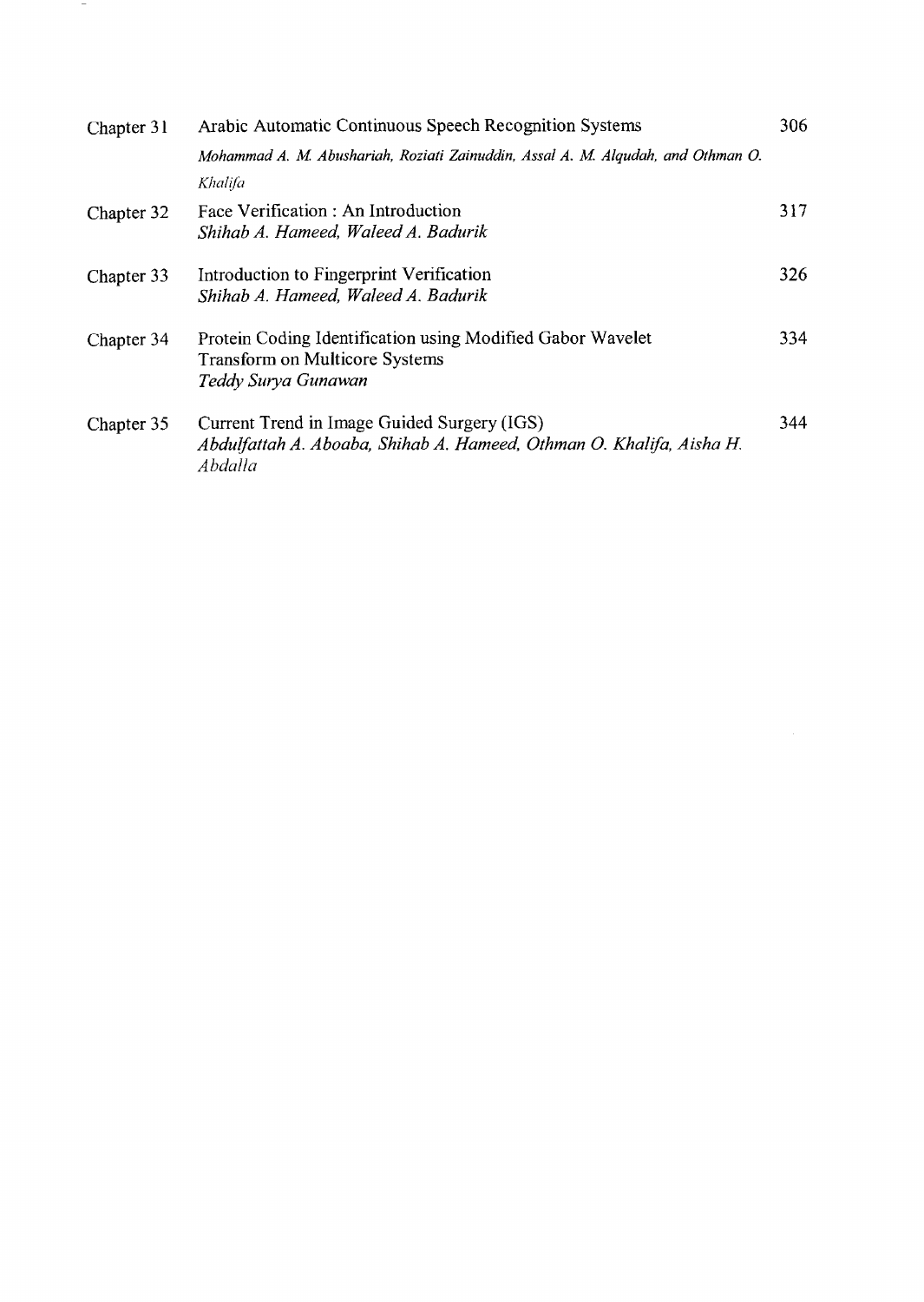| | | |
|---|---|---|
| Chapter 31 | Arabic Automatic Continuous Speech Recognition Systems<br>*Mohammad A. M. Abushariah, Roziati Zainuddin, Assal A. M. Alqudah, and Othman O. Khalifa* | 306 |
| Chapter 32 | Face Verification : An Introduction<br>*Shihab A. Hameed, Waleed A. Badurik* | 317 |
| Chapter 33 | Introduction to Fingerprint Verification<br>*Shihab A. Hameed, Waleed A. Badurik* | 326 |
| Chapter 34 | Protein Coding Identification using Modified Gabor Wavelet Transform on Multicore Systems<br>*Teddy Surya Gunawan* | 334 |
| Chapter 35 | Current Trend in Image Guided Surgery (IGS)<br>*Abdulfattah A. Aboaba, Shihab A. Hameed, Othman O. Khalifa, Aisha H. Abdalla* | 344 |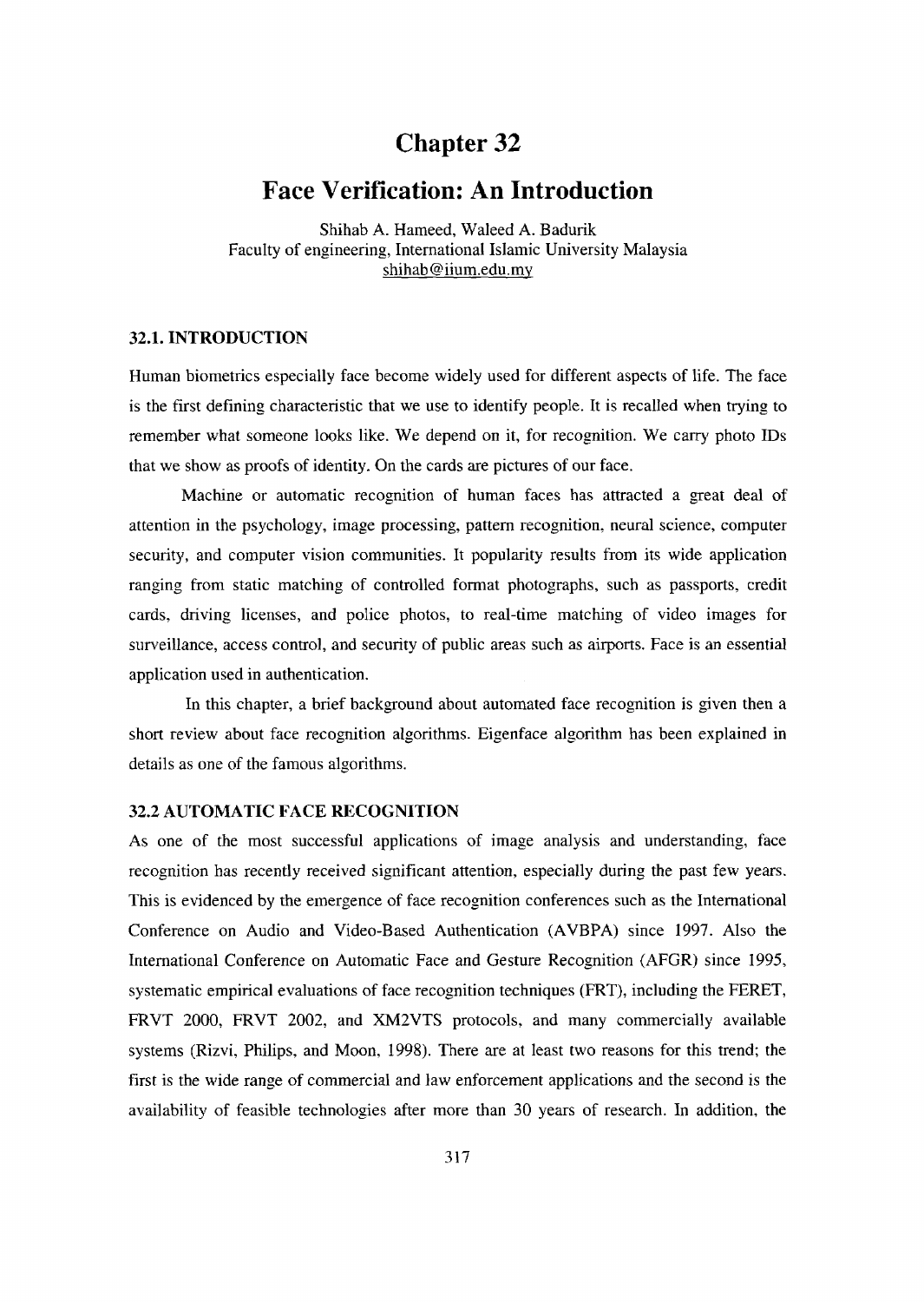# Chapter 32

# Face Verification: An Introduction

Shihab A. Hameed, Waleed A. Badurik
Faculty of engineering, International Islamic University Malaysia
shihab@iium.edu.my

## 32.1. INTRODUCTION

Human biometrics especially face become widely used for different aspects of life. The face is the first defining characteristic that we use to identify people. It is recalled when trying to remember what someone looks like. We depend on it, for recognition. We carry photo IDs that we show as proofs of identity. On the cards are pictures of our face.

Machine or automatic recognition of human faces has attracted a great deal of attention in the psychology, image processing, pattern recognition, neural science, computer security, and computer vision communities. It popularity results from its wide application ranging from static matching of controlled format photographs, such as passports, credit cards, driving licenses, and police photos, to real-time matching of video images for surveillance, access control, and security of public areas such as airports. Face is an essential application used in authentication.

In this chapter, a brief background about automated face recognition is given then a short review about face recognition algorithms. Eigenface algorithm has been explained in details as one of the famous algorithms.

## 32.2 AUTOMATIC FACE RECOGNITION

As one of the most successful applications of image analysis and understanding, face recognition has recently received significant attention, especially during the past few years. This is evidenced by the emergence of face recognition conferences such as the International Conference on Audio and Video-Based Authentication (AVBPA) since 1997. Also the International Conference on Automatic Face and Gesture Recognition (AFGR) since 1995, systematic empirical evaluations of face recognition techniques (FRT), including the FERET, FRVT 2000, FRVT 2002, and XM2VTS protocols, and many commercially available systems (Rizvi, Philips, and Moon, 1998). There are at least two reasons for this trend; the first is the wide range of commercial and law enforcement applications and the second is the availability of feasible technologies after more than 30 years of research. In addition, the